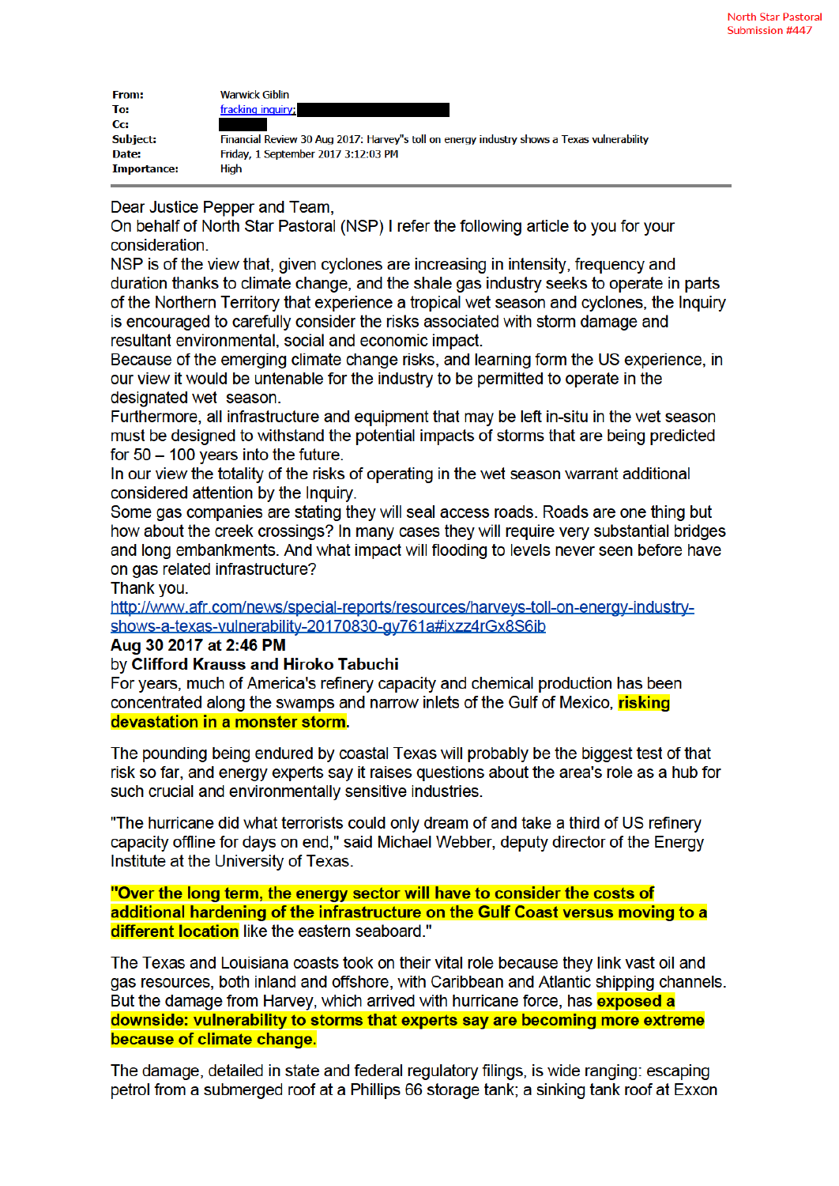North Star Pastoral Submission #447

| | |
|---|---|
| **From:** | Warwick Giblin |
| **To:** | fracking inquiry; |
| **Cc:** | |
| **Subject:** | Financial Review 30 Aug 2017: Harvey"s toll on energy industry shows a Texas vulnerability |
| **Date:** | Friday, 1 September 2017 3:12:03 PM |
| **Importance:** | High |

---

Dear Justice Pepper and Team,

On behalf of North Star Pastoral (NSP) I refer the following article to you for your consideration.

NSP is of the view that, given cyclones are increasing in intensity, frequency and duration thanks to climate change, and the shale gas industry seeks to operate in parts of the Northern Territory that experience a tropical wet season and cyclones, the Inquiry is encouraged to carefully consider the risks associated with storm damage and resultant environmental, social and economic impact.

Because of the emerging climate change risks, and learning form the US experience, in our view it would be untenable for the industry to be permitted to operate in the designated wet season.

Furthermore, all infrastructure and equipment that may be left in-situ in the wet season must be designed to withstand the potential impacts of storms that are being predicted for 50 – 100 years into the future.

In our view the totality of the risks of operating in the wet season warrant additional considered attention by the Inquiry.

Some gas companies are stating they will seal access roads. Roads are one thing but how about the creek crossings? In many cases they will require very substantial bridges and long embankments. And what impact will flooding to levels never seen before have on gas related infrastructure?

Thank you.

http://www.afr.com/news/special-reports/resources/harveys-toll-on-energy-industry-shows-a-texas-vulnerability-20170830-gy761a#ixzz4rGx8S6jb

**Aug 30 2017 at 2:46 PM**

by **Clifford Krauss and Hiroko Tabuchi**

For years, much of America's refinery capacity and chemical production has been concentrated along the swamps and narrow inlets of the Gulf of Mexico, **risking devastation in a monster storm**.

The pounding being endured by coastal Texas will probably be the biggest test of that risk so far, and energy experts say it raises questions about the area's role as a hub for such crucial and environmentally sensitive industries.

"The hurricane did what terrorists could only dream of and take a third of US refinery capacity offline for days on end," said Michael Webber, deputy director of the Energy Institute at the University of Texas.

**"Over the long term, the energy sector will have to consider the costs of additional hardening of the infrastructure on the Gulf Coast versus moving to a different location** like the eastern seaboard."

The Texas and Louisiana coasts took on their vital role because they link vast oil and gas resources, both inland and offshore, with Caribbean and Atlantic shipping channels. But the damage from Harvey, which arrived with hurricane force, has **exposed a downside: vulnerability to storms that experts say are becoming more extreme because of climate change.**

The damage, detailed in state and federal regulatory filings, is wide ranging: escaping petrol from a submerged roof at a Phillips 66 storage tank; a sinking tank roof at Exxon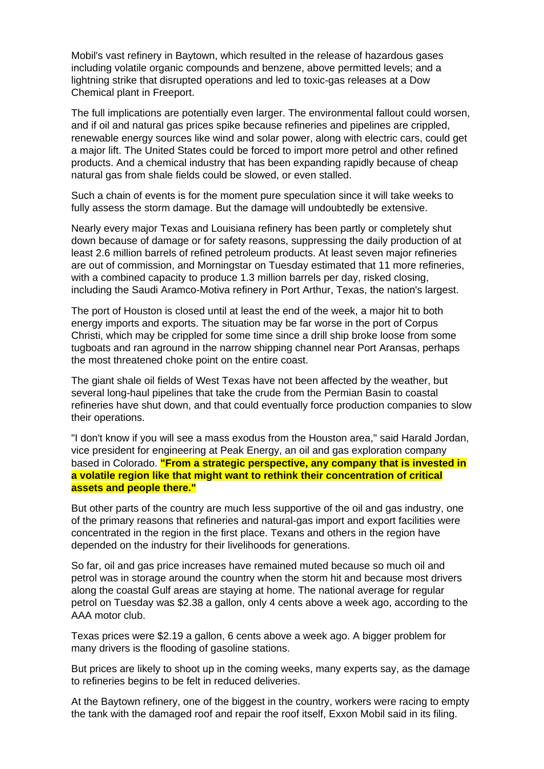Mobil's vast refinery in Baytown, which resulted in the release of hazardous gases including volatile organic compounds and benzene, above permitted levels; and a lightning strike that disrupted operations and led to toxic-gas releases at a Dow Chemical plant in Freeport.

The full implications are potentially even larger. The environmental fallout could worsen, and if oil and natural gas prices spike because refineries and pipelines are crippled, renewable energy sources like wind and solar power, along with electric cars, could get a major lift. The United States could be forced to import more petrol and other refined products. And a chemical industry that has been expanding rapidly because of cheap natural gas from shale fields could be slowed, or even stalled.

Such a chain of events is for the moment pure speculation since it will take weeks to fully assess the storm damage. But the damage will undoubtedly be extensive.

Nearly every major Texas and Louisiana refinery has been partly or completely shut down because of damage or for safety reasons, suppressing the daily production of at least 2.6 million barrels of refined petroleum products. At least seven major refineries are out of commission, and Morningstar on Tuesday estimated that 11 more refineries, with a combined capacity to produce 1.3 million barrels per day, risked closing, including the Saudi Aramco-Motiva refinery in Port Arthur, Texas, the nation's largest.

The port of Houston is closed until at least the end of the week, a major hit to both energy imports and exports. The situation may be far worse in the port of Corpus Christi, which may be crippled for some time since a drill ship broke loose from some tugboats and ran aground in the narrow shipping channel near Port Aransas, perhaps the most threatened choke point on the entire coast.

The giant shale oil fields of West Texas have not been affected by the weather, but several long-haul pipelines that take the crude from the Permian Basin to coastal refineries have shut down, and that could eventually force production companies to slow their operations.

"I don't know if you will see a mass exodus from the Houston area," said Harald Jordan, vice president for engineering at Peak Energy, an oil and gas exploration company based in Colorado. **"From a strategic perspective, any company that is invested in a volatile region like that might want to rethink their concentration of critical assets and people there."**

But other parts of the country are much less supportive of the oil and gas industry, one of the primary reasons that refineries and natural-gas import and export facilities were concentrated in the region in the first place. Texans and others in the region have depended on the industry for their livelihoods for generations.

So far, oil and gas price increases have remained muted because so much oil and petrol was in storage around the country when the storm hit and because most drivers along the coastal Gulf areas are staying at home. The national average for regular petrol on Tuesday was $2.38 a gallon, only 4 cents above a week ago, according to the AAA motor club.

Texas prices were $2.19 a gallon, 6 cents above a week ago. A bigger problem for many drivers is the flooding of gasoline stations.

But prices are likely to shoot up in the coming weeks, many experts say, as the damage to refineries begins to be felt in reduced deliveries.

At the Baytown refinery, one of the biggest in the country, workers were racing to empty the tank with the damaged roof and repair the roof itself, Exxon Mobil said in its filing.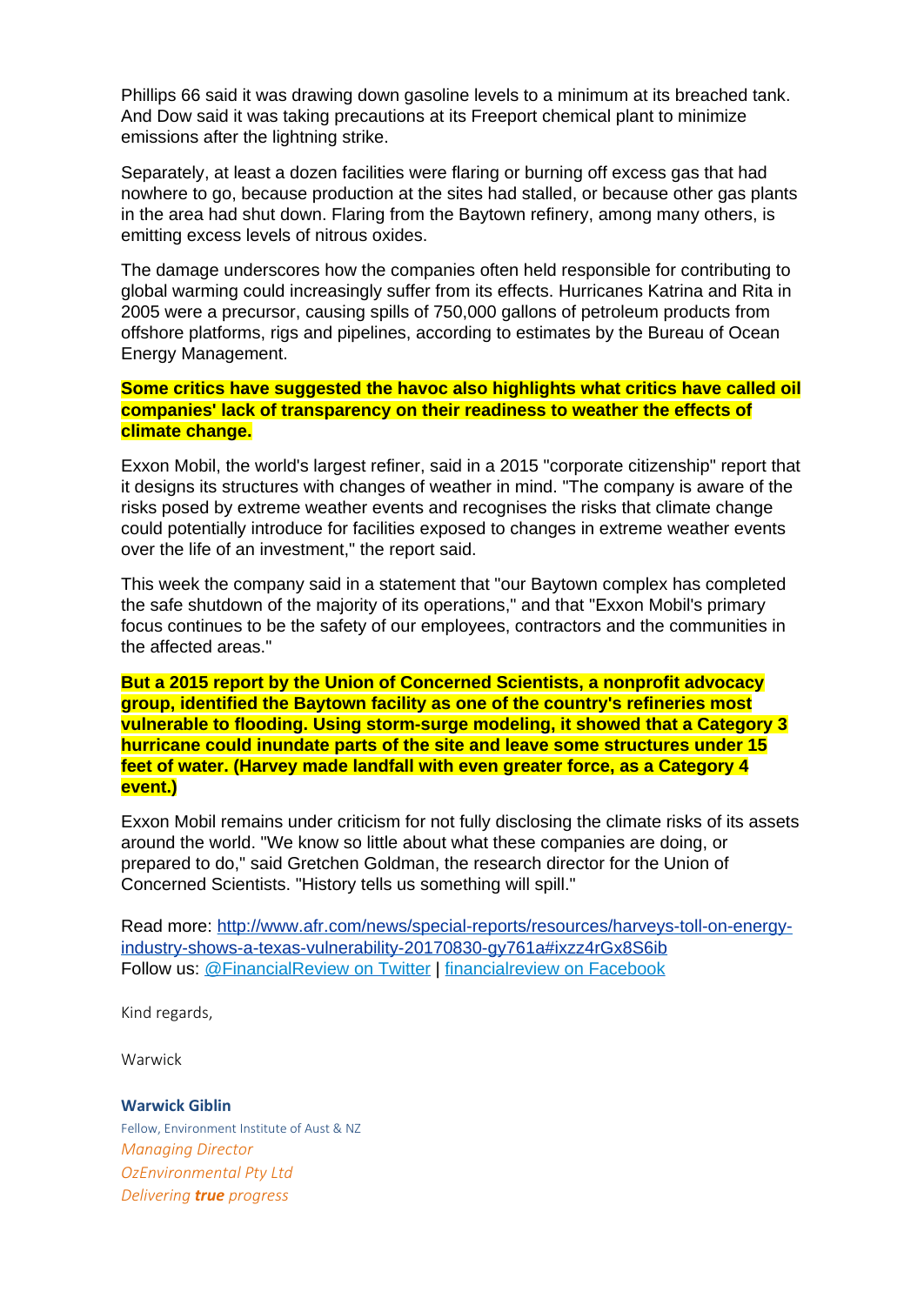Phillips 66 said it was drawing down gasoline levels to a minimum at its breached tank. And Dow said it was taking precautions at its Freeport chemical plant to minimize emissions after the lightning strike.

Separately, at least a dozen facilities were flaring or burning off excess gas that had nowhere to go, because production at the sites had stalled, or because other gas plants in the area had shut down. Flaring from the Baytown refinery, among many others, is emitting excess levels of nitrous oxides.

The damage underscores how the companies often held responsible for contributing to global warming could increasingly suffer from its effects. Hurricanes Katrina and Rita in 2005 were a precursor, causing spills of 750,000 gallons of petroleum products from offshore platforms, rigs and pipelines, according to estimates by the Bureau of Ocean Energy Management.

**Some critics have suggested the havoc also highlights what critics have called oil companies' lack of transparency on their readiness to weather the effects of climate change.**

Exxon Mobil, the world's largest refiner, said in a 2015 "corporate citizenship" report that it designs its structures with changes of weather in mind. "The company is aware of the risks posed by extreme weather events and recognises the risks that climate change could potentially introduce for facilities exposed to changes in extreme weather events over the life of an investment," the report said.

This week the company said in a statement that "our Baytown complex has completed the safe shutdown of the majority of its operations," and that "Exxon Mobil's primary focus continues to be the safety of our employees, contractors and the communities in the affected areas."

**But a 2015 report by the Union of Concerned Scientists, a nonprofit advocacy group, identified the Baytown facility as one of the country's refineries most vulnerable to flooding. Using storm-surge modeling, it showed that a Category 3 hurricane could inundate parts of the site and leave some structures under 15 feet of water. (Harvey made landfall with even greater force, as a Category 4 event.)**

Exxon Mobil remains under criticism for not fully disclosing the climate risks of its assets around the world. "We know so little about what these companies are doing, or prepared to do," said Gretchen Goldman, the research director for the Union of Concerned Scientists. "History tells us something will spill."

Read more: [http://www.afr.com/news/special-reports/resources/harveys-toll-on-energy-industry-shows-a-texas-vulnerability-20170830-gy761a#ixzz4rGx8S6ib](http://www.afr.com/news/special-reports/resources/harveys-toll-on-energy-industry-shows-a-texas-vulnerability-20170830-gy761a#ixzz4rGx8S6ib)
Follow us: @FinancialReview on Twitter | financialreview on Facebook

Kind regards,

Warwick

**Warwick Giblin**
Fellow, Environment Institute of Aust & NZ
*Managing Director*
*OzEnvironmental Pty Ltd*
*Delivering **true** progress*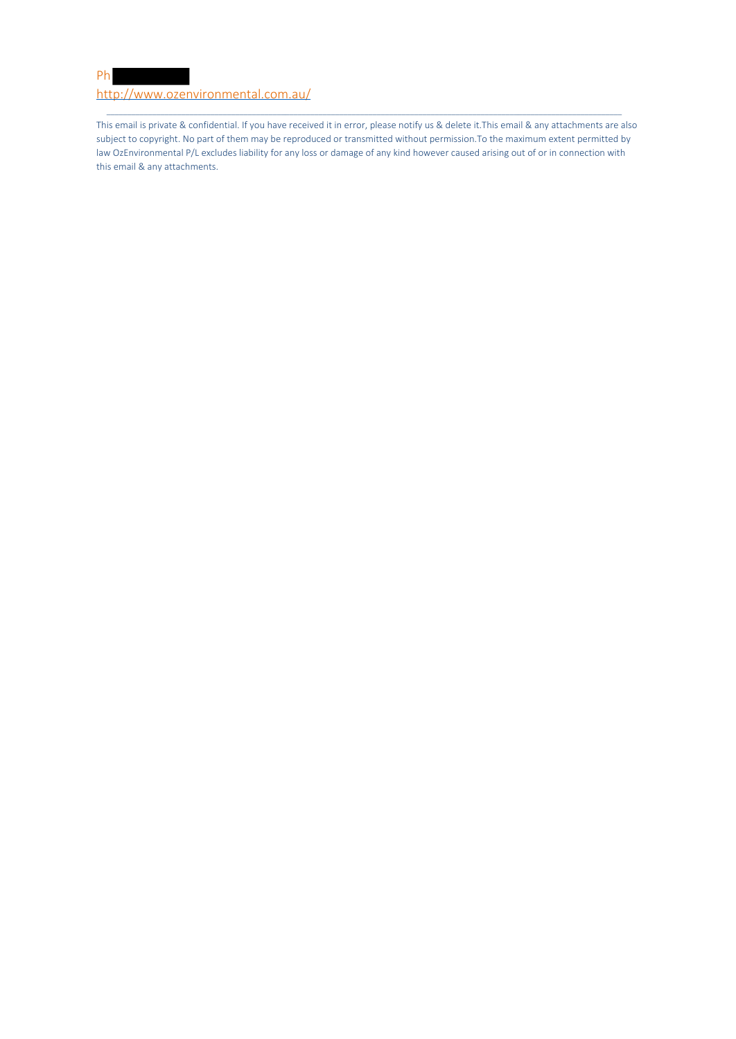Ph

http://www.ozenvironmental.com.au/

---

This email is private & confidential. If you have received it in error, please notify us & delete it.This email & any attachments are also subject to copyright. No part of them may be reproduced or transmitted without permission.To the maximum extent permitted by law OzEnvironmental P/L excludes liability for any loss or damage of any kind however caused arising out of or in connection with this email & any attachments.